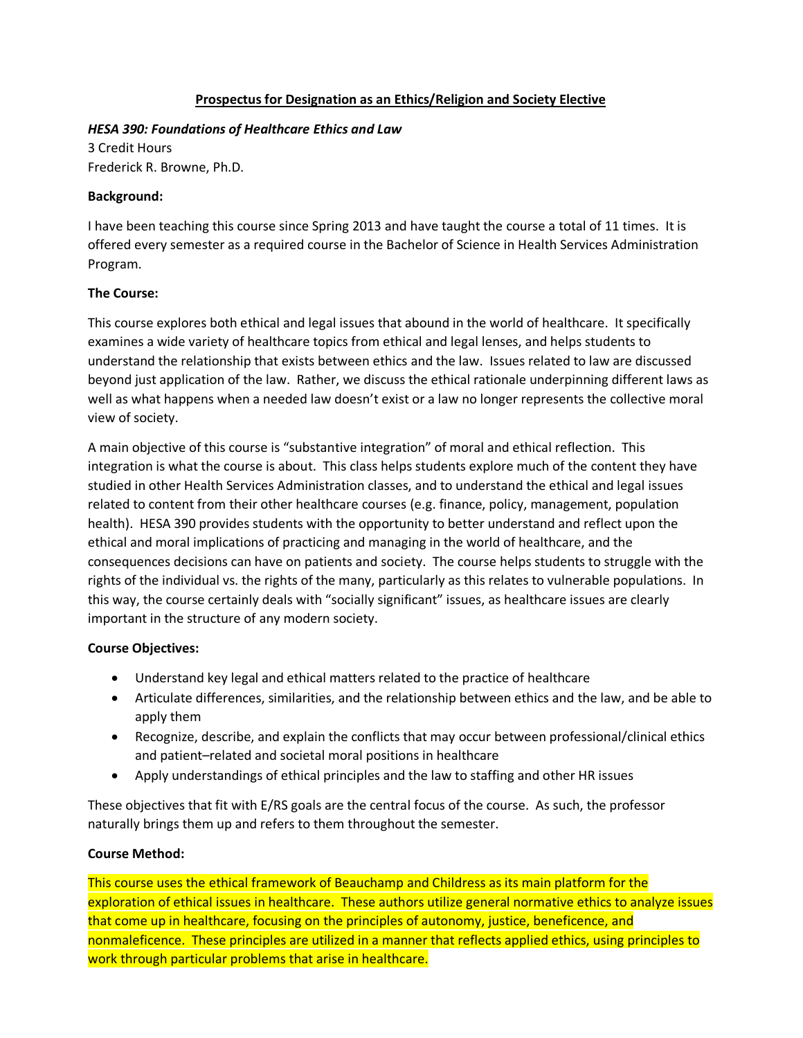# Prospectus for Designation as an Ethics/Religion and Society Elective

***HESA 390: Foundations of Healthcare Ethics and Law***
3 Credit Hours
Frederick R. Browne, Ph.D.

**Background:**

I have been teaching this course since Spring 2013 and have taught the course a total of 11 times. It is offered every semester as a required course in the Bachelor of Science in Health Services Administration Program.

**The Course:**

This course explores both ethical and legal issues that abound in the world of healthcare. It specifically examines a wide variety of healthcare topics from ethical and legal lenses, and helps students to understand the relationship that exists between ethics and the law. Issues related to law are discussed beyond just application of the law. Rather, we discuss the ethical rationale underpinning different laws as well as what happens when a needed law doesn't exist or a law no longer represents the collective moral view of society.

A main objective of this course is "substantive integration" of moral and ethical reflection. This integration is what the course is about. This class helps students explore much of the content they have studied in other Health Services Administration classes, and to understand the ethical and legal issues related to content from their other healthcare courses (e.g. finance, policy, management, population health). HESA 390 provides students with the opportunity to better understand and reflect upon the ethical and moral implications of practicing and managing in the world of healthcare, and the consequences decisions can have on patients and society. The course helps students to struggle with the rights of the individual vs. the rights of the many, particularly as this relates to vulnerable populations. In this way, the course certainly deals with "socially significant" issues, as healthcare issues are clearly important in the structure of any modern society.

**Course Objectives:**

- Understand key legal and ethical matters related to the practice of healthcare
- Articulate differences, similarities, and the relationship between ethics and the law, and be able to apply them
- Recognize, describe, and explain the conflicts that may occur between professional/clinical ethics and patient–related and societal moral positions in healthcare
- Apply understandings of ethical principles and the law to staffing and other HR issues

These objectives that fit with E/RS goals are the central focus of the course. As such, the professor naturally brings them up and refers to them throughout the semester.

**Course Method:**

This course uses the ethical framework of Beauchamp and Childress as its main platform for the exploration of ethical issues in healthcare. These authors utilize general normative ethics to analyze issues that come up in healthcare, focusing on the principles of autonomy, justice, beneficence, and nonmaleficence. These principles are utilized in a manner that reflects applied ethics, using principles to work through particular problems that arise in healthcare.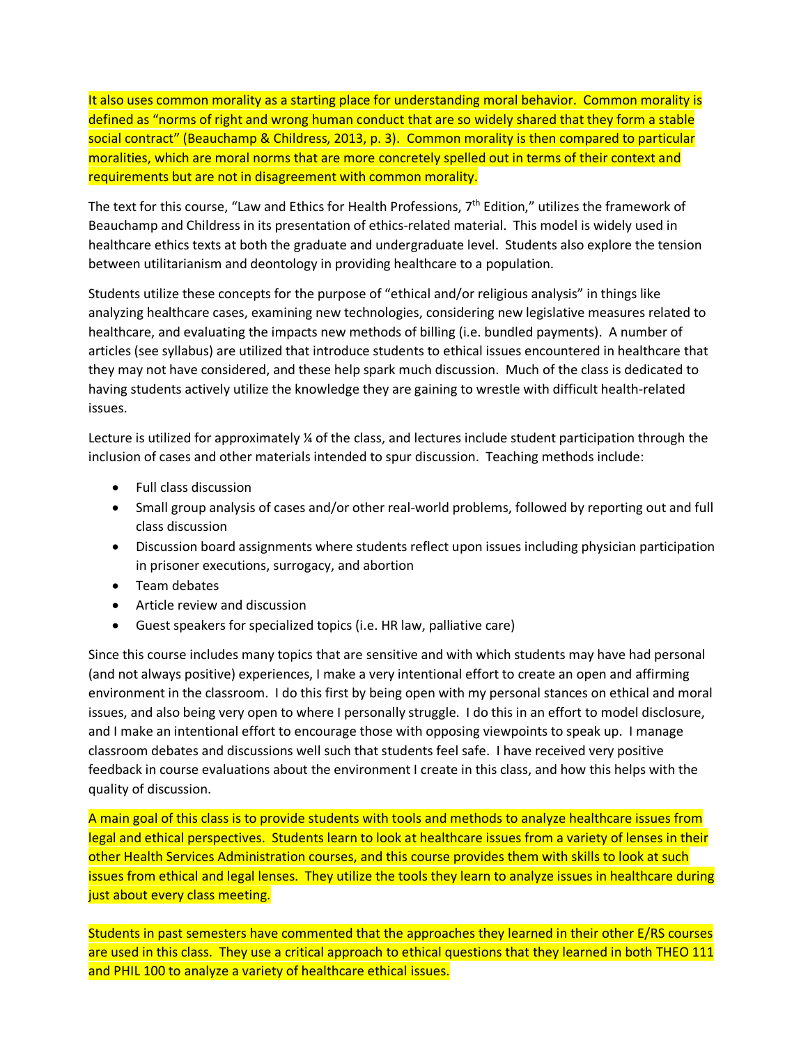It also uses common morality as a starting place for understanding moral behavior. Common morality is defined as "norms of right and wrong human conduct that are so widely shared that they form a stable social contract" (Beauchamp & Childress, 2013, p. 3). Common morality is then compared to particular moralities, which are moral norms that are more concretely spelled out in terms of their context and requirements but are not in disagreement with common morality.

The text for this course, "Law and Ethics for Health Professions, 7th Edition," utilizes the framework of Beauchamp and Childress in its presentation of ethics-related material. This model is widely used in healthcare ethics texts at both the graduate and undergraduate level. Students also explore the tension between utilitarianism and deontology in providing healthcare to a population.

Students utilize these concepts for the purpose of "ethical and/or religious analysis" in things like analyzing healthcare cases, examining new technologies, considering new legislative measures related to healthcare, and evaluating the impacts new methods of billing (i.e. bundled payments). A number of articles (see syllabus) are utilized that introduce students to ethical issues encountered in healthcare that they may not have considered, and these help spark much discussion. Much of the class is dedicated to having students actively utilize the knowledge they are gaining to wrestle with difficult health-related issues.

Lecture is utilized for approximately ¼ of the class, and lectures include student participation through the inclusion of cases and other materials intended to spur discussion. Teaching methods include:

- Full class discussion
- Small group analysis of cases and/or other real-world problems, followed by reporting out and full class discussion
- Discussion board assignments where students reflect upon issues including physician participation in prisoner executions, surrogacy, and abortion
- Team debates
- Article review and discussion
- Guest speakers for specialized topics (i.e. HR law, palliative care)

Since this course includes many topics that are sensitive and with which students may have had personal (and not always positive) experiences, I make a very intentional effort to create an open and affirming environment in the classroom. I do this first by being open with my personal stances on ethical and moral issues, and also being very open to where I personally struggle. I do this in an effort to model disclosure, and I make an intentional effort to encourage those with opposing viewpoints to speak up. I manage classroom debates and discussions well such that students feel safe. I have received very positive feedback in course evaluations about the environment I create in this class, and how this helps with the quality of discussion.

A main goal of this class is to provide students with tools and methods to analyze healthcare issues from legal and ethical perspectives. Students learn to look at healthcare issues from a variety of lenses in their other Health Services Administration courses, and this course provides them with skills to look at such issues from ethical and legal lenses. They utilize the tools they learn to analyze issues in healthcare during just about every class meeting.

Students in past semesters have commented that the approaches they learned in their other E/RS courses are used in this class. They use a critical approach to ethical questions that they learned in both THEO 111 and PHIL 100 to analyze a variety of healthcare ethical issues.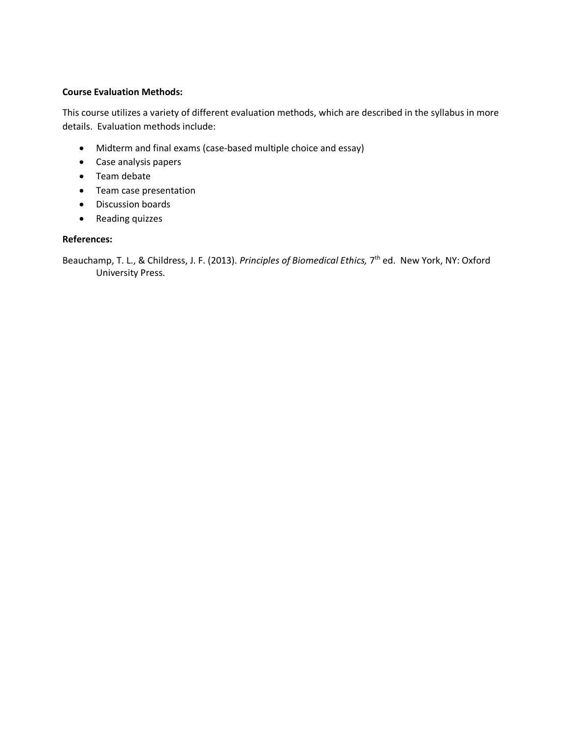**Course Evaluation Methods:**

This course utilizes a variety of different evaluation methods, which are described in the syllabus in more details. Evaluation methods include:

- Midterm and final exams (case-based multiple choice and essay)
- Case analysis papers
- Team debate
- Team case presentation
- Discussion boards
- Reading quizzes

**References:**

Beauchamp, T. L., & Childress, J. F. (2013). *Principles of Biomedical Ethics,* 7th ed. New York, NY: Oxford University Press.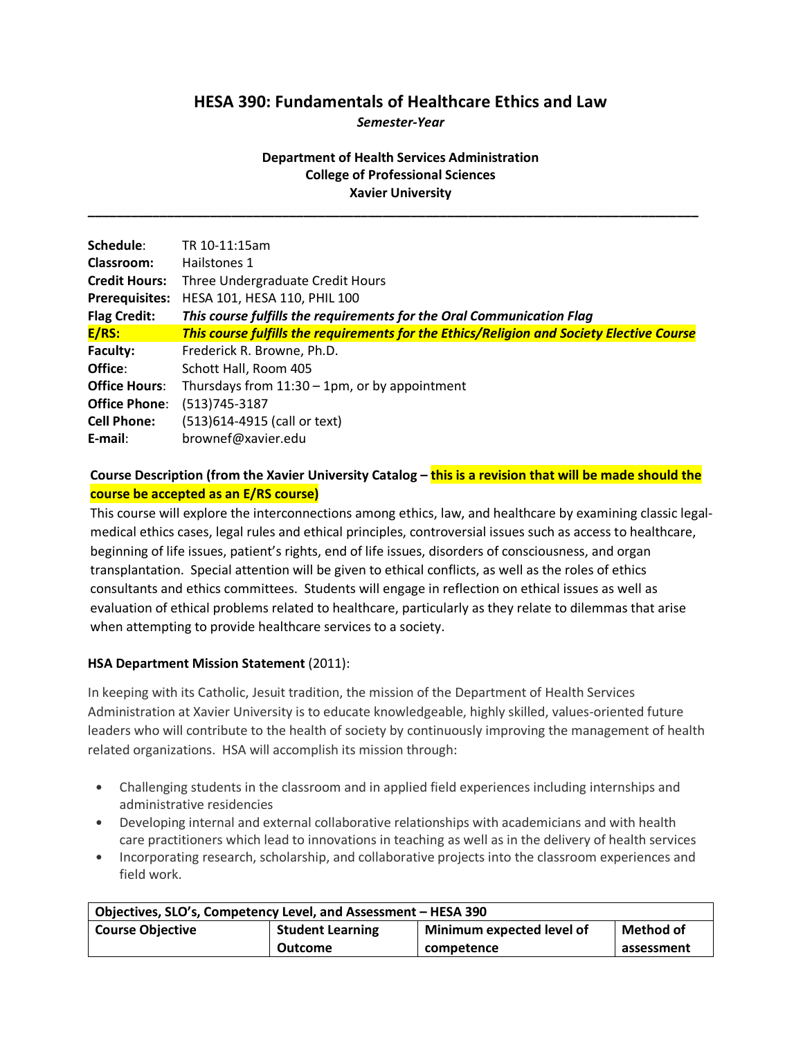# HESA 390: Fundamentals of Healthcare Ethics and Law

*Semester-Year*

**Department of Health Services Administration**
**College of Professional Sciences**
**Xavier University**

---

| | |
|---|---|
| **Schedule**: | TR 10-11:15am |
| **Classroom:** | Hailstones 1 |
| **Credit Hours:** | Three Undergraduate Credit Hours |
| **Prerequisites:** | HESA 101, HESA 110, PHIL 100 |
| **Flag Credit:** | ***This course fulfills the requirements for the Oral Communication Flag*** |
| **E/RS:** | ***This course fulfills the requirements for the Ethics/Religion and Society Elective Course*** |
| **Faculty:** | Frederick R. Browne, Ph.D. |
| **Office**: | Schott Hall, Room 405 |
| **Office Hours**: | Thursdays from 11:30 – 1pm, or by appointment |
| **Office Phone**: | (513)745-3187 |
| **Cell Phone:** | (513)614-4915 (call or text) |
| **E-mail**: | brownef@xavier.edu |

**Course Description (from the Xavier University Catalog – this is a revision that will be made should the course be accepted as an E/RS course)**

This course will explore the interconnections among ethics, law, and healthcare by examining classic legal-medical ethics cases, legal rules and ethical principles, controversial issues such as access to healthcare, beginning of life issues, patient's rights, end of life issues, disorders of consciousness, and organ transplantation. Special attention will be given to ethical conflicts, as well as the roles of ethics consultants and ethics committees. Students will engage in reflection on ethical issues as well as evaluation of ethical problems related to healthcare, particularly as they relate to dilemmas that arise when attempting to provide healthcare services to a society.

**HSA Department Mission Statement** (2011):

In keeping with its Catholic, Jesuit tradition, the mission of the Department of Health Services Administration at Xavier University is to educate knowledgeable, highly skilled, values-oriented future leaders who will contribute to the health of society by continuously improving the management of health related organizations. HSA will accomplish its mission through:

- Challenging students in the classroom and in applied field experiences including internships and administrative residencies
- Developing internal and external collaborative relationships with academicians and with health care practitioners which lead to innovations in teaching as well as in the delivery of health services
- Incorporating research, scholarship, and collaborative projects into the classroom experiences and field work.

| **Objectives, SLO's, Competency Level, and Assessment – HESA 390** | | | |
|---|---|---|---|
| **Course Objective** | **Student Learning Outcome** | **Minimum expected level of competence** | **Method of assessment** |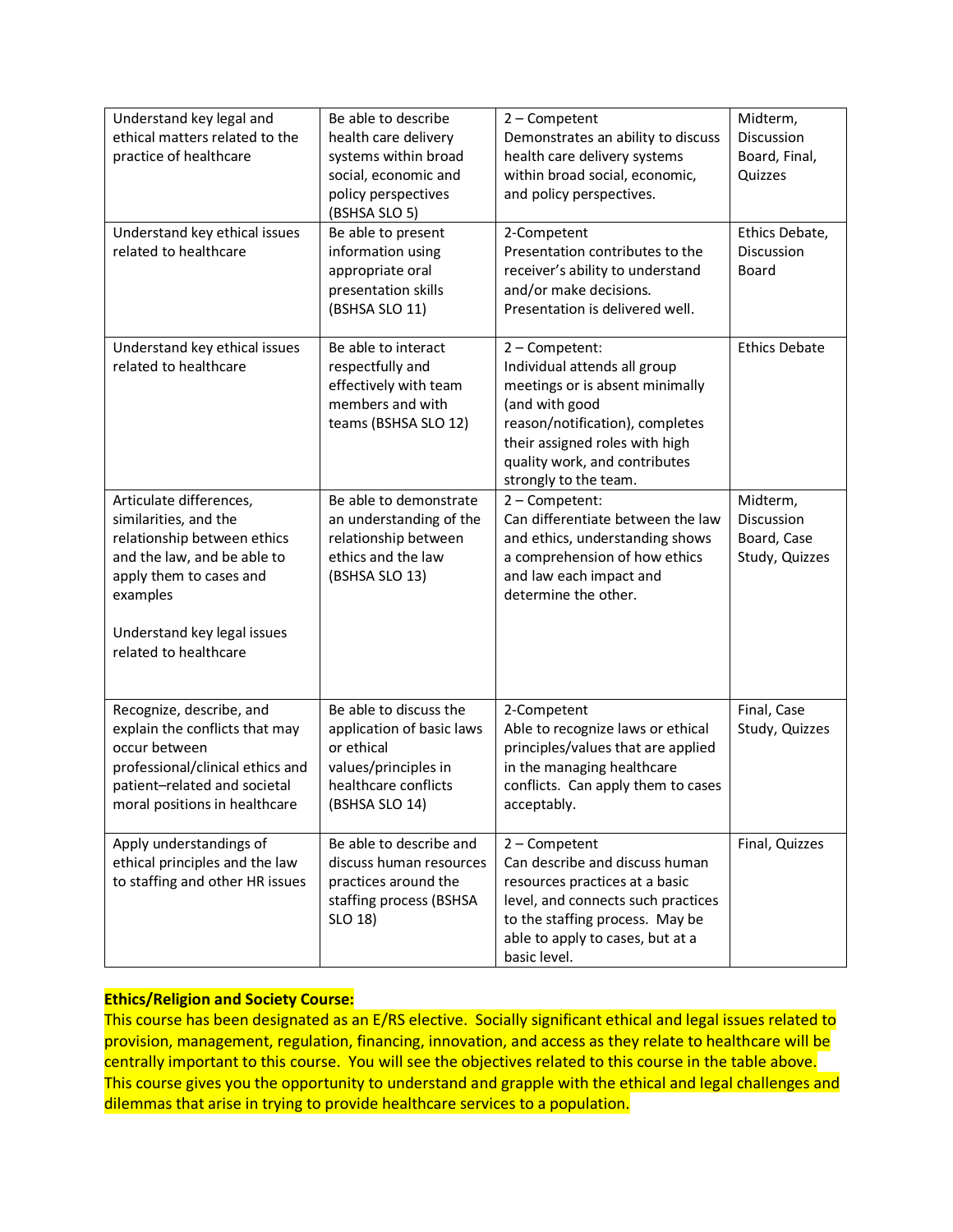| | | | |
|---|---|---|---|
| Understand key legal and ethical matters related to the practice of healthcare | Be able to describe health care delivery systems within broad social, economic and policy perspectives (BSHSA SLO 5) | 2 – Competent Demonstrates an ability to discuss health care delivery systems within broad social, economic, and policy perspectives. | Midterm, Discussion Board, Final, Quizzes |
| Understand key ethical issues related to healthcare | Be able to present information using appropriate oral presentation skills (BSHSA SLO 11) | 2-Competent Presentation contributes to the receiver's ability to understand and/or make decisions. Presentation is delivered well. | Ethics Debate, Discussion Board |
| Understand key ethical issues related to healthcare | Be able to interact respectfully and effectively with team members and with teams (BSHSA SLO 12) | 2 – Competent: Individual attends all group meetings or is absent minimally (and with good reason/notification), completes their assigned roles with high quality work, and contributes strongly to the team. | Ethics Debate |
| Articulate differences, similarities, and the relationship between ethics and the law, and be able to apply them to cases and examples<br><br>Understand key legal issues related to healthcare | Be able to demonstrate an understanding of the relationship between ethics and the law (BSHSA SLO 13) | 2 – Competent: Can differentiate between the law and ethics, understanding shows a comprehension of how ethics and law each impact and determine the other. | Midterm, Discussion Board, Case Study, Quizzes |
| Recognize, describe, and explain the conflicts that may occur between professional/clinical ethics and patient–related and societal moral positions in healthcare | Be able to discuss the application of basic laws or ethical values/principles in healthcare conflicts (BSHSA SLO 14) | 2-Competent Able to recognize laws or ethical principles/values that are applied in the managing healthcare conflicts. Can apply them to cases acceptably. | Final, Case Study, Quizzes |
| Apply understandings of ethical principles and the law to staffing and other HR issues | Be able to describe and discuss human resources practices around the staffing process (BSHSA SLO 18) | 2 – Competent Can describe and discuss human resources practices at a basic level, and connects such practices to the staffing process. May be able to apply to cases, but at a basic level. | Final, Quizzes |

**Ethics/Religion and Society Course:**

This course has been designated as an E/RS elective. Socially significant ethical and legal issues related to provision, management, regulation, financing, innovation, and access as they relate to healthcare will be centrally important to this course. You will see the objectives related to this course in the table above. This course gives you the opportunity to understand and grapple with the ethical and legal challenges and dilemmas that arise in trying to provide healthcare services to a population.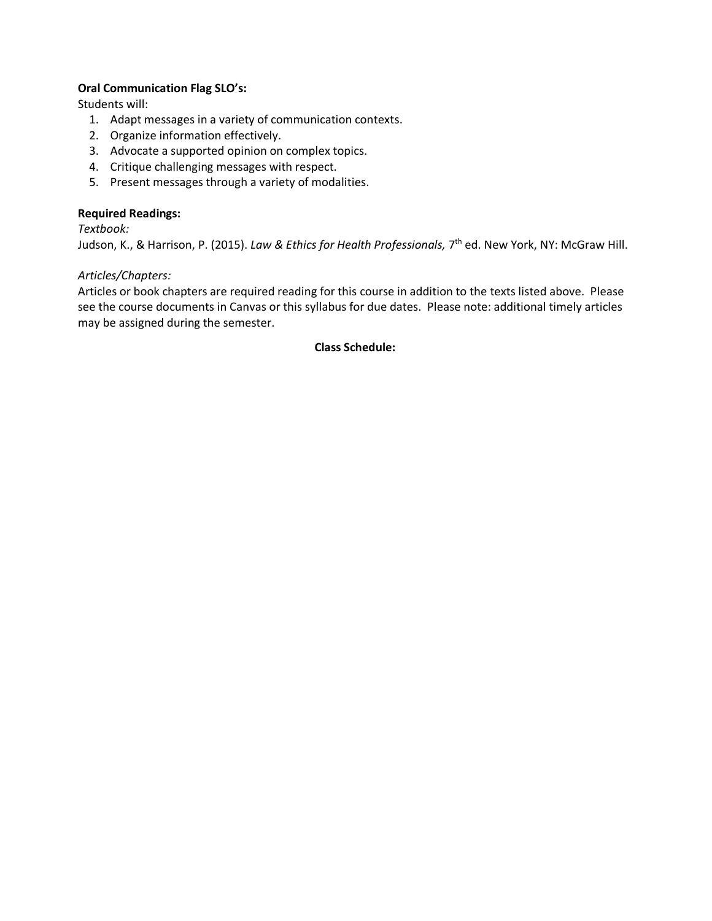**Oral Communication Flag SLO's:**

Students will:

1. Adapt messages in a variety of communication contexts.
2. Organize information effectively.
3. Advocate a supported opinion on complex topics.
4. Critique challenging messages with respect.
5. Present messages through a variety of modalities.

**Required Readings:**

*Textbook:*

Judson, K., & Harrison, P. (2015). *Law & Ethics for Health Professionals,* 7th ed. New York, NY: McGraw Hill.

*Articles/Chapters:*

Articles or book chapters are required reading for this course in addition to the texts listed above. Please see the course documents in Canvas or this syllabus for due dates. Please note: additional timely articles may be assigned during the semester.

**Class Schedule:**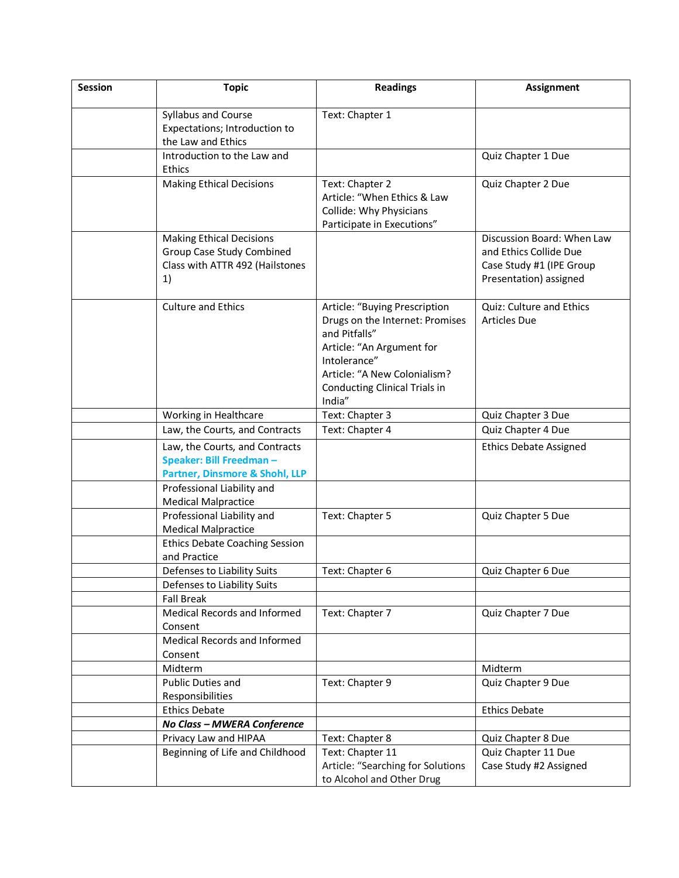| Session | Topic | Readings | Assignment |
|---|---|---|---|
| | Syllabus and Course Expectations; Introduction to the Law and Ethics | Text: Chapter 1 | |
| | Introduction to the Law and Ethics | | Quiz Chapter 1 Due |
| | Making Ethical Decisions | Text: Chapter 2<br>Article: "When Ethics & Law Collide: Why Physicians Participate in Executions" | Quiz Chapter 2 Due |
| | Making Ethical Decisions Group Case Study Combined Class with ATTR 492 (Hailstones 1) | | Discussion Board: When Law and Ethics Collide Due<br>Case Study #1 (IPE Group Presentation) assigned |
| | Culture and Ethics | Article: "Buying Prescription Drugs on the Internet: Promises and Pitfalls"<br>Article: "An Argument for Intolerance"<br>Article: "A New Colonialism? Conducting Clinical Trials in India" | Quiz: Culture and Ethics Articles Due |
| | Working in Healthcare | Text: Chapter 3 | Quiz Chapter 3 Due |
| | Law, the Courts, and Contracts | Text: Chapter 4 | Quiz Chapter 4 Due |
| | Law, the Courts, and Contracts<br>**Speaker: Bill Freedman – Partner, Dinsmore & Shohl, LLP** | | Ethics Debate Assigned |
| | Professional Liability and Medical Malpractice | | |
| | Professional Liability and Medical Malpractice | Text: Chapter 5 | Quiz Chapter 5 Due |
| | Ethics Debate Coaching Session and Practice | | |
| | Defenses to Liability Suits | Text: Chapter 6 | Quiz Chapter 6 Due |
| | Defenses to Liability Suits | | |
| | Fall Break | | |
| | Medical Records and Informed Consent | Text: Chapter 7 | Quiz Chapter 7 Due |
| | Medical Records and Informed Consent | | |
| | Midterm | | Midterm |
| | Public Duties and Responsibilities | Text: Chapter 9 | Quiz Chapter 9 Due |
| | Ethics Debate | | Ethics Debate |
| | ***No Class – MWERA Conference*** | | |
| | Privacy Law and HIPAA | Text: Chapter 8 | Quiz Chapter 8 Due |
| | Beginning of Life and Childhood | Text: Chapter 11<br>Article: "Searching for Solutions to Alcohol and Other Drug | Quiz Chapter 11 Due<br>Case Study #2 Assigned |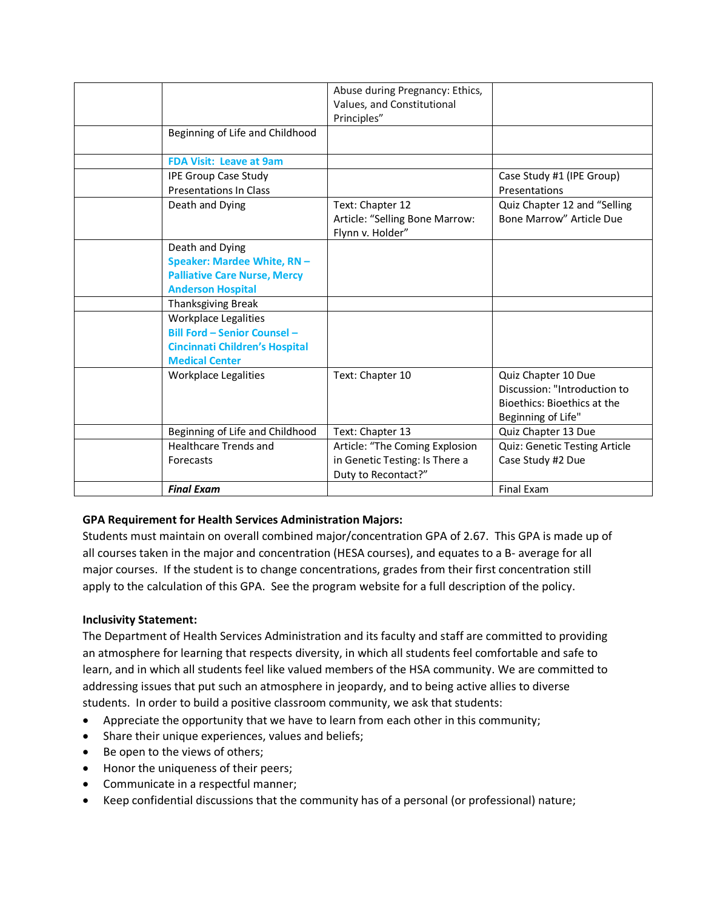| | | Abuse during Pregnancy: Ethics, Values, and Constitutional Principles" | |
|---|---|---|---|
| | Beginning of Life and Childhood | | |
| | **FDA Visit: Leave at 9am** | | |
| | IPE Group Case Study Presentations In Class | | Case Study #1 (IPE Group) Presentations |
| | Death and Dying | Text: Chapter 12<br>Article: "Selling Bone Marrow: Flynn v. Holder" | Quiz Chapter 12 and "Selling Bone Marrow" Article Due |
| | Death and Dying<br>**Speaker: Mardee White, RN – Palliative Care Nurse, Mercy Anderson Hospital** | | |
| | Thanksgiving Break | | |
| | Workplace Legalities<br>**Bill Ford – Senior Counsel – Cincinnati Children's Hospital Medical Center** | | |
| | Workplace Legalities | Text: Chapter 10 | Quiz Chapter 10 Due<br>Discussion: "Introduction to Bioethics: Bioethics at the Beginning of Life" |
| | Beginning of Life and Childhood | Text: Chapter 13 | Quiz Chapter 13 Due |
| | Healthcare Trends and Forecasts | Article: "The Coming Explosion in Genetic Testing: Is There a Duty to Recontact?" | Quiz: Genetic Testing Article<br>Case Study #2 Due |
| | ***Final Exam*** | | Final Exam |

**GPA Requirement for Health Services Administration Majors:**
Students must maintain on overall combined major/concentration GPA of 2.67. This GPA is made up of all courses taken in the major and concentration (HESA courses), and equates to a B- average for all major courses. If the student is to change concentrations, grades from their first concentration still apply to the calculation of this GPA. See the program website for a full description of the policy.

**Inclusivity Statement:**
The Department of Health Services Administration and its faculty and staff are committed to providing an atmosphere for learning that respects diversity, in which all students feel comfortable and safe to learn, and in which all students feel like valued members of the HSA community. We are committed to addressing issues that put such an atmosphere in jeopardy, and to being active allies to diverse students. In order to build a positive classroom community, we ask that students:

- Appreciate the opportunity that we have to learn from each other in this community;
- Share their unique experiences, values and beliefs;
- Be open to the views of others;
- Honor the uniqueness of their peers;
- Communicate in a respectful manner;
- Keep confidential discussions that the community has of a personal (or professional) nature;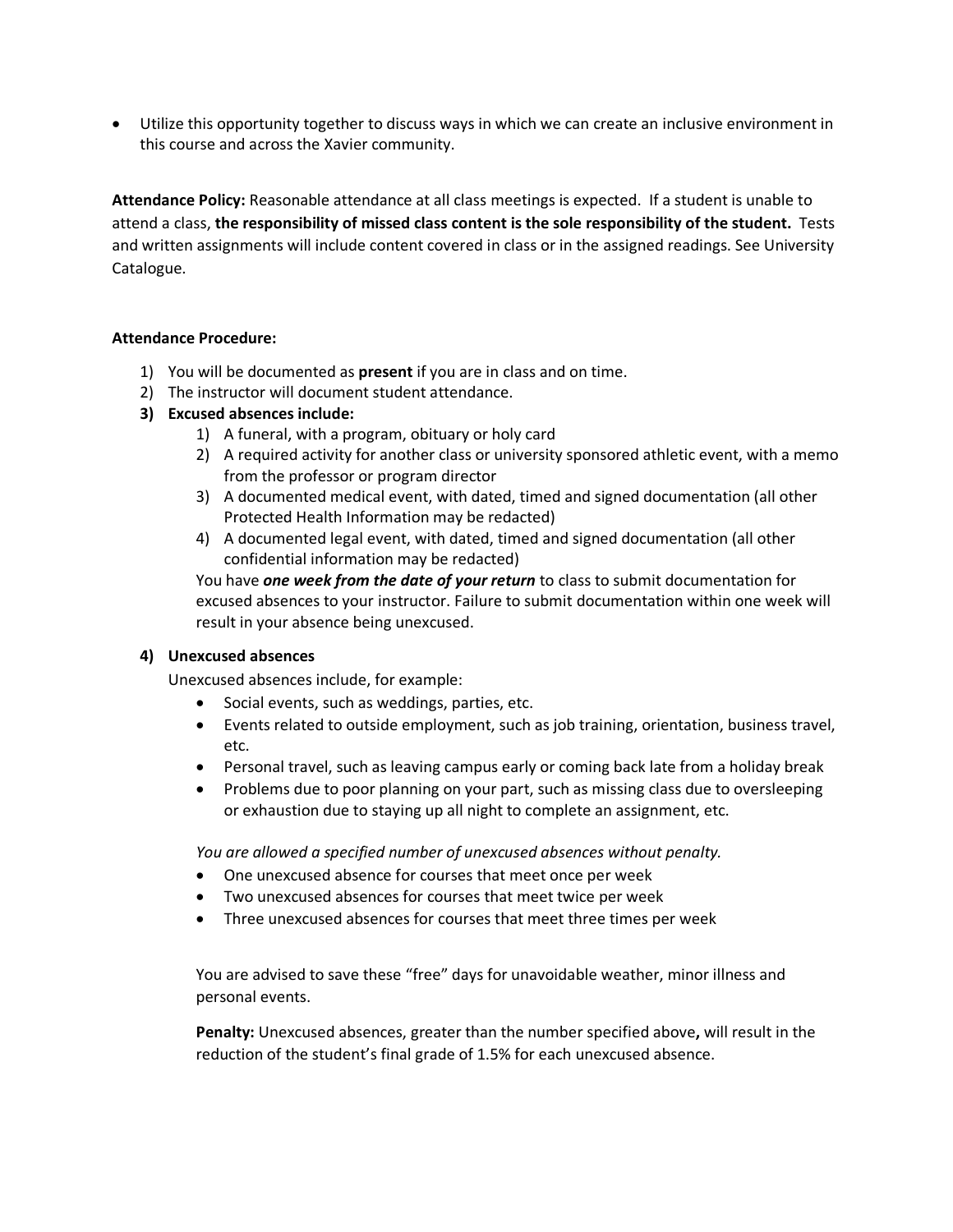- Utilize this opportunity together to discuss ways in which we can create an inclusive environment in this course and across the Xavier community.

**Attendance Policy:** Reasonable attendance at all class meetings is expected. If a student is unable to attend a class, **the responsibility of missed class content is the sole responsibility of the student.** Tests and written assignments will include content covered in class or in the assigned readings. See University Catalogue.

**Attendance Procedure:**

1) You will be documented as **present** if you are in class and on time.
2) The instructor will document student attendance.
3) **Excused absences include:**
    1) A funeral, with a program, obituary or holy card
    2) A required activity for another class or university sponsored athletic event, with a memo from the professor or program director
    3) A documented medical event, with dated, timed and signed documentation (all other Protected Health Information may be redacted)
    4) A documented legal event, with dated, timed and signed documentation (all other confidential information may be redacted)

    You have ***one week from the date of your return*** to class to submit documentation for excused absences to your instructor. Failure to submit documentation within one week will result in your absence being unexcused.

4) **Unexcused absences**

    Unexcused absences include, for example:

    - Social events, such as weddings, parties, etc.
    - Events related to outside employment, such as job training, orientation, business travel, etc.
    - Personal travel, such as leaving campus early or coming back late from a holiday break
    - Problems due to poor planning on your part, such as missing class due to oversleeping or exhaustion due to staying up all night to complete an assignment, etc.

    *You are allowed a specified number of unexcused absences without penalty.*

    - One unexcused absence for courses that meet once per week
    - Two unexcused absences for courses that meet twice per week
    - Three unexcused absences for courses that meet three times per week

    You are advised to save these "free" days for unavoidable weather, minor illness and personal events.

    **Penalty:** Unexcused absences, greater than the number specified above**,** will result in the reduction of the student's final grade of 1.5% for each unexcused absence.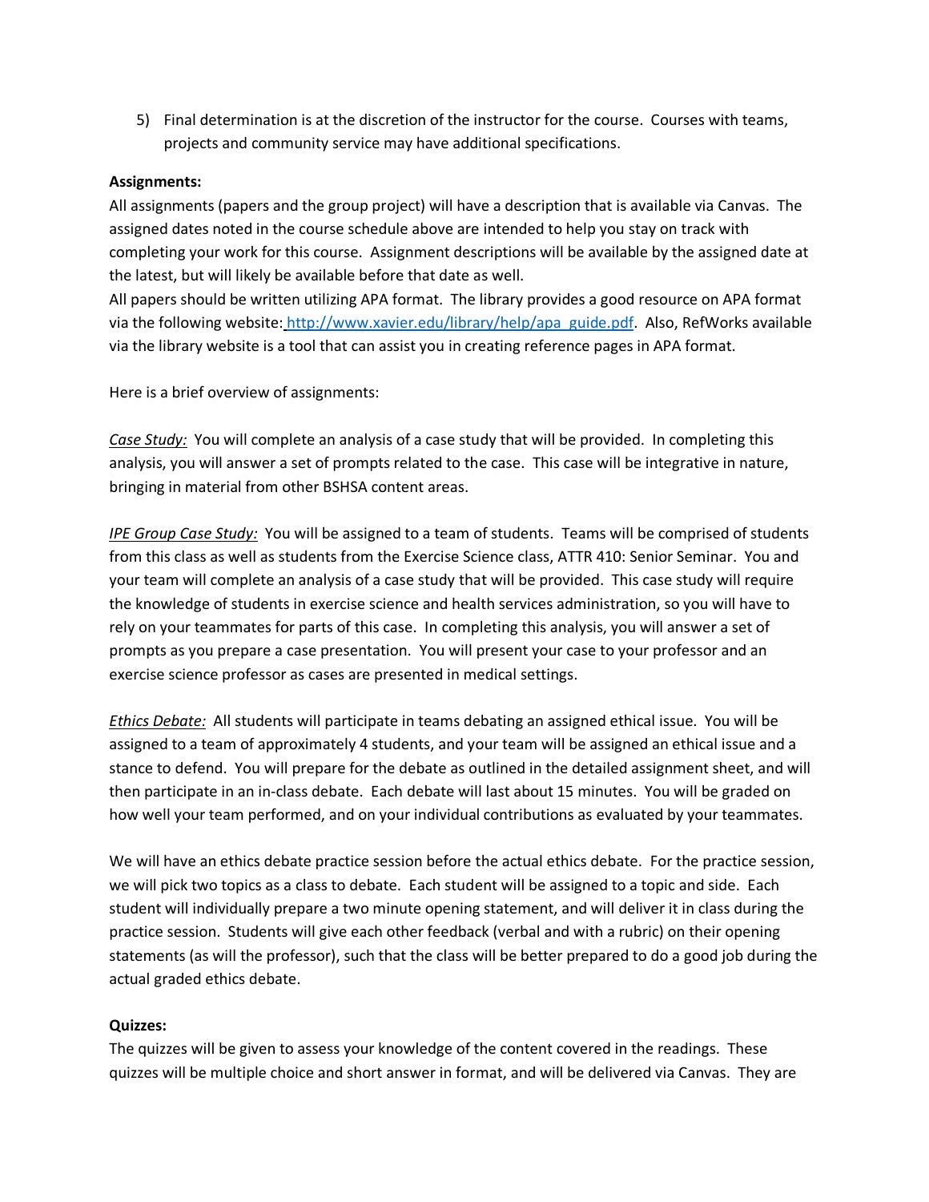5) Final determination is at the discretion of the instructor for the course. Courses with teams, projects and community service may have additional specifications.

**Assignments:**

All assignments (papers and the group project) will have a description that is available via Canvas. The assigned dates noted in the course schedule above are intended to help you stay on track with completing your work for this course. Assignment descriptions will be available by the assigned date at the latest, but will likely be available before that date as well.

All papers should be written utilizing APA format. The library provides a good resource on APA format via the following website: http://www.xavier.edu/library/help/apa_guide.pdf. Also, RefWorks available via the library website is a tool that can assist you in creating reference pages in APA format.

Here is a brief overview of assignments:

*Case Study:* You will complete an analysis of a case study that will be provided. In completing this analysis, you will answer a set of prompts related to the case. This case will be integrative in nature, bringing in material from other BSHSA content areas.

*IPE Group Case Study:* You will be assigned to a team of students. Teams will be comprised of students from this class as well as students from the Exercise Science class, ATTR 410: Senior Seminar. You and your team will complete an analysis of a case study that will be provided. This case study will require the knowledge of students in exercise science and health services administration, so you will have to rely on your teammates for parts of this case. In completing this analysis, you will answer a set of prompts as you prepare a case presentation. You will present your case to your professor and an exercise science professor as cases are presented in medical settings.

*Ethics Debate:* All students will participate in teams debating an assigned ethical issue. You will be assigned to a team of approximately 4 students, and your team will be assigned an ethical issue and a stance to defend. You will prepare for the debate as outlined in the detailed assignment sheet, and will then participate in an in-class debate. Each debate will last about 15 minutes. You will be graded on how well your team performed, and on your individual contributions as evaluated by your teammates.

We will have an ethics debate practice session before the actual ethics debate. For the practice session, we will pick two topics as a class to debate. Each student will be assigned to a topic and side. Each student will individually prepare a two minute opening statement, and will deliver it in class during the practice session. Students will give each other feedback (verbal and with a rubric) on their opening statements (as will the professor), such that the class will be better prepared to do a good job during the actual graded ethics debate.

**Quizzes:**

The quizzes will be given to assess your knowledge of the content covered in the readings. These quizzes will be multiple choice and short answer in format, and will be delivered via Canvas. They are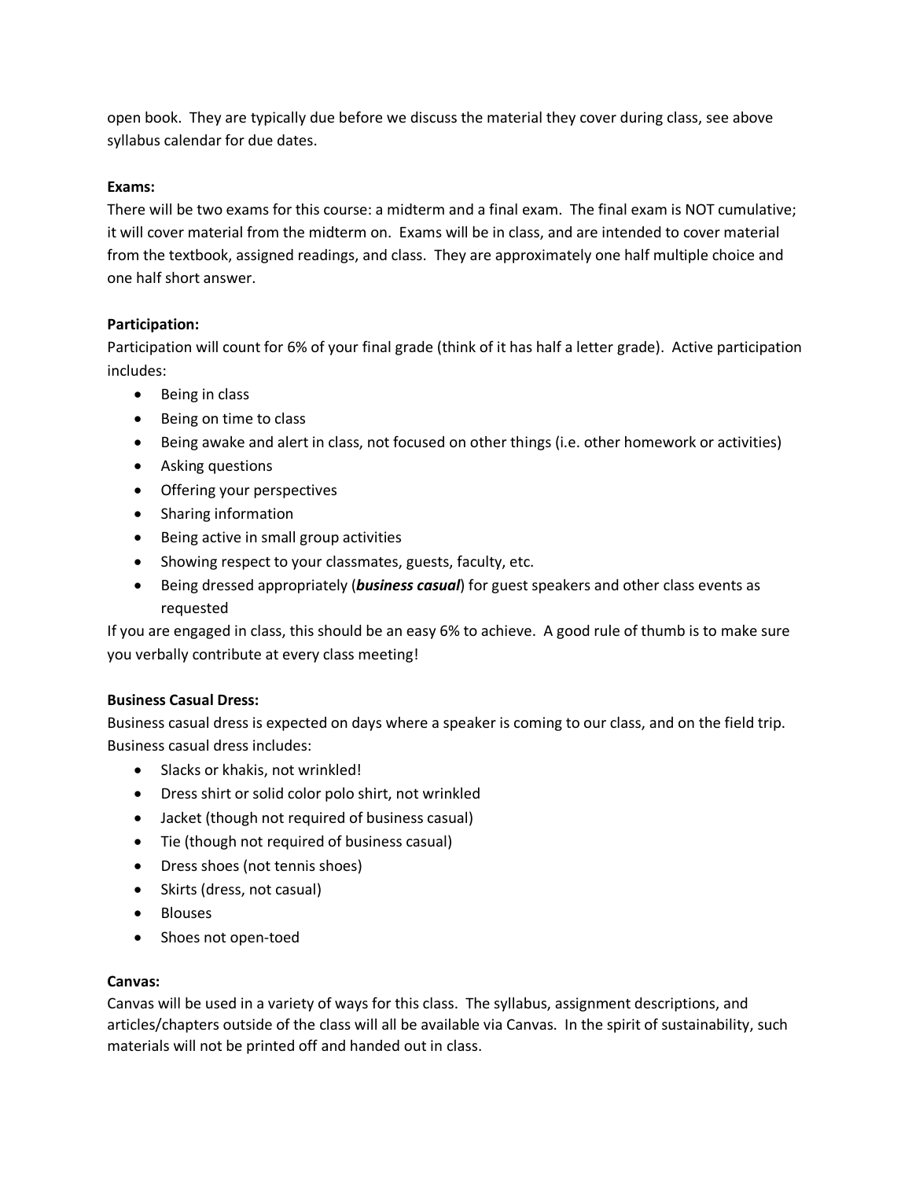open book. They are typically due before we discuss the material they cover during class, see above syllabus calendar for due dates.

**Exams:**
There will be two exams for this course: a midterm and a final exam. The final exam is NOT cumulative; it will cover material from the midterm on. Exams will be in class, and are intended to cover material from the textbook, assigned readings, and class. They are approximately one half multiple choice and one half short answer.

**Participation:**
Participation will count for 6% of your final grade (think of it has half a letter grade). Active participation includes:

- Being in class
- Being on time to class
- Being awake and alert in class, not focused on other things (i.e. other homework or activities)
- Asking questions
- Offering your perspectives
- Sharing information
- Being active in small group activities
- Showing respect to your classmates, guests, faculty, etc.
- Being dressed appropriately (***business casual***) for guest speakers and other class events as requested

If you are engaged in class, this should be an easy 6% to achieve. A good rule of thumb is to make sure you verbally contribute at every class meeting!

**Business Casual Dress:**
Business casual dress is expected on days where a speaker is coming to our class, and on the field trip. Business casual dress includes:

- Slacks or khakis, not wrinkled!
- Dress shirt or solid color polo shirt, not wrinkled
- Jacket (though not required of business casual)
- Tie (though not required of business casual)
- Dress shoes (not tennis shoes)
- Skirts (dress, not casual)
- Blouses
- Shoes not open-toed

**Canvas:**
Canvas will be used in a variety of ways for this class. The syllabus, assignment descriptions, and articles/chapters outside of the class will all be available via Canvas. In the spirit of sustainability, such materials will not be printed off and handed out in class.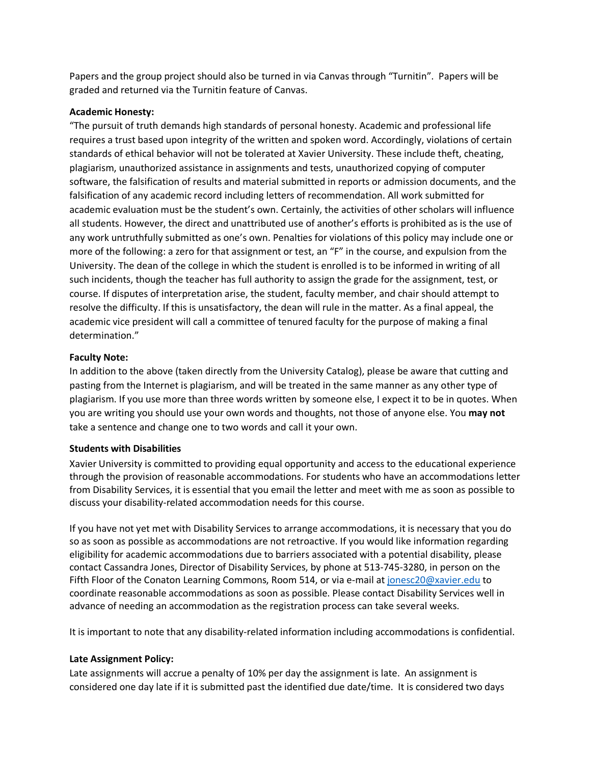Papers and the group project should also be turned in via Canvas through "Turnitin". Papers will be graded and returned via the Turnitin feature of Canvas.

**Academic Honesty:**

"The pursuit of truth demands high standards of personal honesty. Academic and professional life requires a trust based upon integrity of the written and spoken word. Accordingly, violations of certain standards of ethical behavior will not be tolerated at Xavier University. These include theft, cheating, plagiarism, unauthorized assistance in assignments and tests, unauthorized copying of computer software, the falsification of results and material submitted in reports or admission documents, and the falsification of any academic record including letters of recommendation. All work submitted for academic evaluation must be the student's own. Certainly, the activities of other scholars will influence all students. However, the direct and unattributed use of another's efforts is prohibited as is the use of any work untruthfully submitted as one's own. Penalties for violations of this policy may include one or more of the following: a zero for that assignment or test, an "F" in the course, and expulsion from the University. The dean of the college in which the student is enrolled is to be informed in writing of all such incidents, though the teacher has full authority to assign the grade for the assignment, test, or course. If disputes of interpretation arise, the student, faculty member, and chair should attempt to resolve the difficulty. If this is unsatisfactory, the dean will rule in the matter. As a final appeal, the academic vice president will call a committee of tenured faculty for the purpose of making a final determination."

**Faculty Note:**

In addition to the above (taken directly from the University Catalog), please be aware that cutting and pasting from the Internet is plagiarism, and will be treated in the same manner as any other type of plagiarism. If you use more than three words written by someone else, I expect it to be in quotes. When you are writing you should use your own words and thoughts, not those of anyone else. You **may not** take a sentence and change one to two words and call it your own.

**Students with Disabilities**

Xavier University is committed to providing equal opportunity and access to the educational experience through the provision of reasonable accommodations. For students who have an accommodations letter from Disability Services, it is essential that you email the letter and meet with me as soon as possible to discuss your disability-related accommodation needs for this course.

If you have not yet met with Disability Services to arrange accommodations, it is necessary that you do so as soon as possible as accommodations are not retroactive. If you would like information regarding eligibility for academic accommodations due to barriers associated with a potential disability, please contact Cassandra Jones, Director of Disability Services, by phone at 513-745-3280, in person on the Fifth Floor of the Conaton Learning Commons, Room 514, or via e-mail at jonesc20@xavier.edu to coordinate reasonable accommodations as soon as possible. Please contact Disability Services well in advance of needing an accommodation as the registration process can take several weeks.

It is important to note that any disability-related information including accommodations is confidential.

**Late Assignment Policy:**

Late assignments will accrue a penalty of 10% per day the assignment is late. An assignment is considered one day late if it is submitted past the identified due date/time. It is considered two days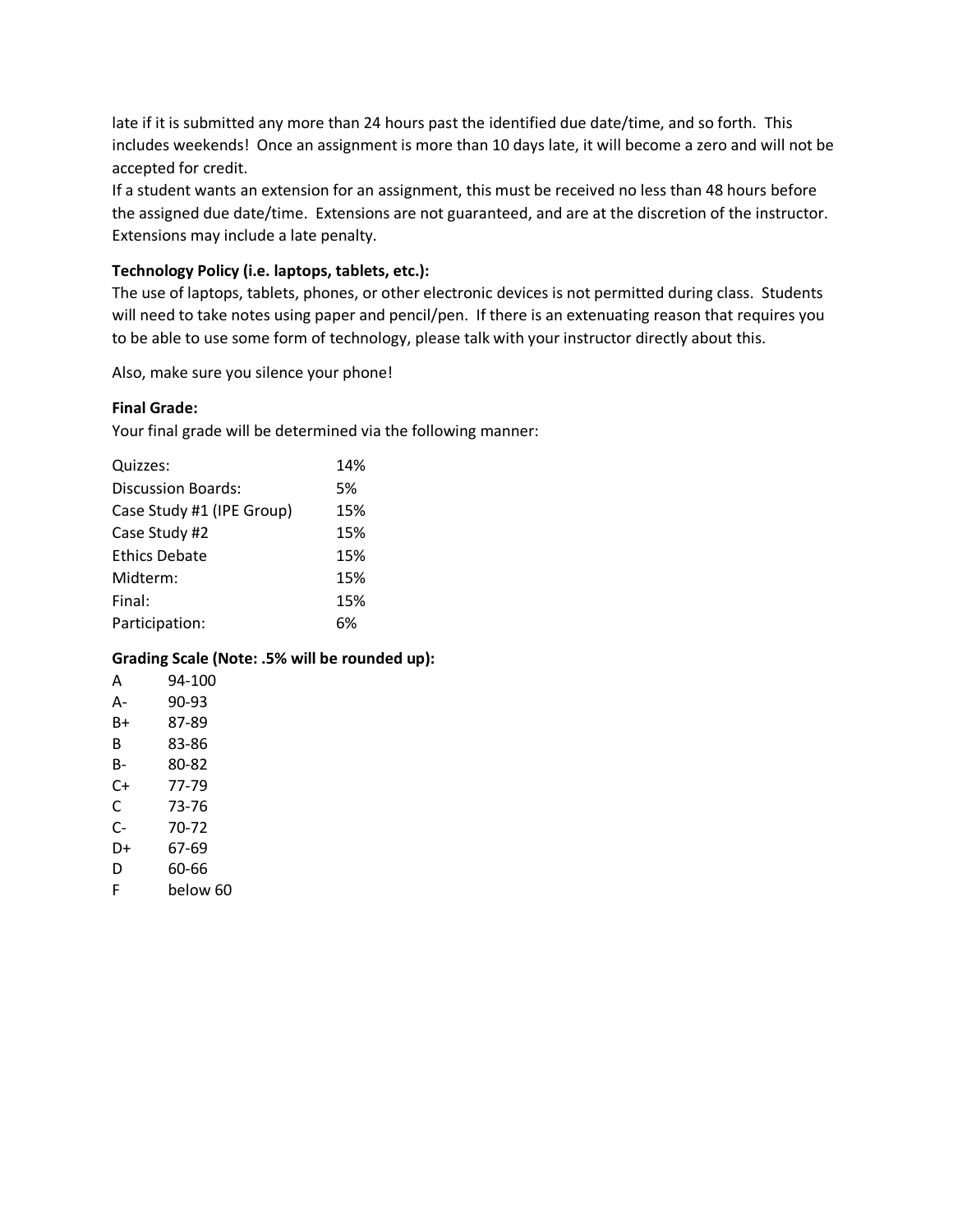late if it is submitted any more than 24 hours past the identified due date/time, and so forth. This includes weekends! Once an assignment is more than 10 days late, it will become a zero and will not be accepted for credit.
If a student wants an extension for an assignment, this must be received no less than 48 hours before the assigned due date/time. Extensions are not guaranteed, and are at the discretion of the instructor. Extensions may include a late penalty.

**Technology Policy (i.e. laptops, tablets, etc.):**
The use of laptops, tablets, phones, or other electronic devices is not permitted during class. Students will need to take notes using paper and pencil/pen. If there is an extenuating reason that requires you to be able to use some form of technology, please talk with your instructor directly about this.

Also, make sure you silence your phone!

**Final Grade:**
Your final grade will be determined via the following manner:

| | |
|---|---|
| Quizzes: | 14% |
| Discussion Boards: | 5% |
| Case Study #1 (IPE Group) | 15% |
| Case Study #2 | 15% |
| Ethics Debate | 15% |
| Midterm: | 15% |
| Final: | 15% |
| Participation: | 6% |

**Grading Scale (Note: .5% will be rounded up):**

| | |
|---|---|
| A | 94-100 |
| A- | 90-93 |
| B+ | 87-89 |
| B | 83-86 |
| B- | 80-82 |
| C+ | 77-79 |
| C | 73-76 |
| C- | 70-72 |
| D+ | 67-69 |
| D | 60-66 |
| F | below 60 |